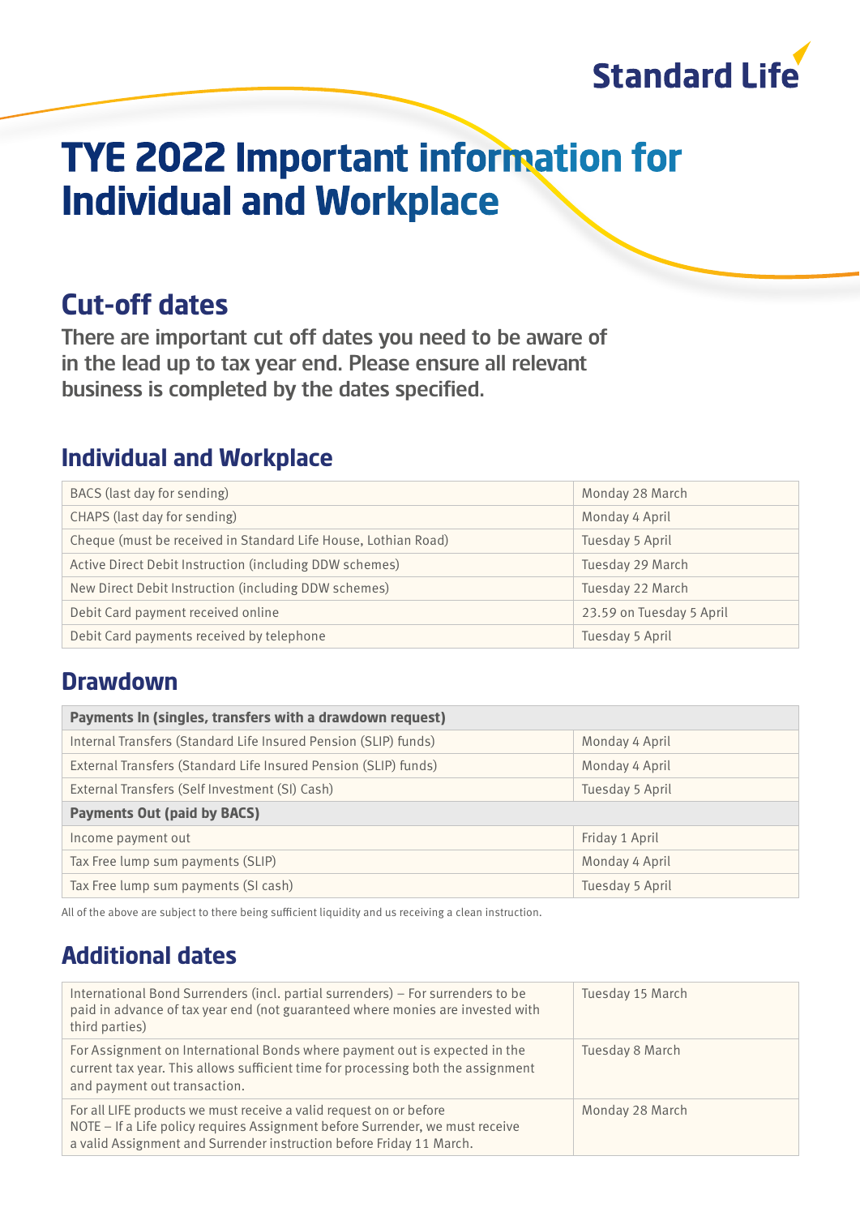Standard Life

# TYE 2022 Important information for Individual and Workplace

## Cut-off dates

**There are important cut off dates you need to be aware of in the lead up to tax year end. Please ensure all relevant business is completed by the dates specified.**

### Individual and Workplace

| | |
|---|---|
| BACS (last day for sending) | Monday 28 March |
| CHAPS (last day for sending) | Monday 4 April |
| Cheque (must be received in Standard Life House, Lothian Road) | Tuesday 5 April |
| Active Direct Debit Instruction (including DDW schemes) | Tuesday 29 March |
| New Direct Debit Instruction (including DDW schemes) | Tuesday 22 March |
| Debit Card payment received online | 23.59 on Tuesday 5 April |
| Debit Card payments received by telephone | Tuesday 5 April |

### Drawdown

| | |
|---|---|
| **Payments In (singles, transfers with a drawdown request)** | |
| Internal Transfers (Standard Life Insured Pension (SLIP) funds) | Monday 4 April |
| External Transfers (Standard Life Insured Pension (SLIP) funds) | Monday 4 April |
| External Transfers (Self Investment (SI) Cash) | Tuesday 5 April |
| **Payments Out (paid by BACS)** | |
| Income payment out | Friday 1 April |
| Tax Free lump sum payments (SLIP) | Monday 4 April |
| Tax Free lump sum payments (SI cash) | Tuesday 5 April |

All of the above are subject to there being sufficient liquidity and us receiving a clean instruction.

### Additional dates

| | |
|---|---|
| International Bond Surrenders (incl. partial surrenders) – For surrenders to be paid in advance of tax year end (not guaranteed where monies are invested with third parties) | Tuesday 15 March |
| For Assignment on International Bonds where payment out is expected in the current tax year. This allows sufficient time for processing both the assignment and payment out transaction. | Tuesday 8 March |
| For all LIFE products we must receive a valid request on or before<br>NOTE – If a Life policy requires Assignment before Surrender, we must receive a valid Assignment and Surrender instruction before Friday 11 March. | Monday 28 March |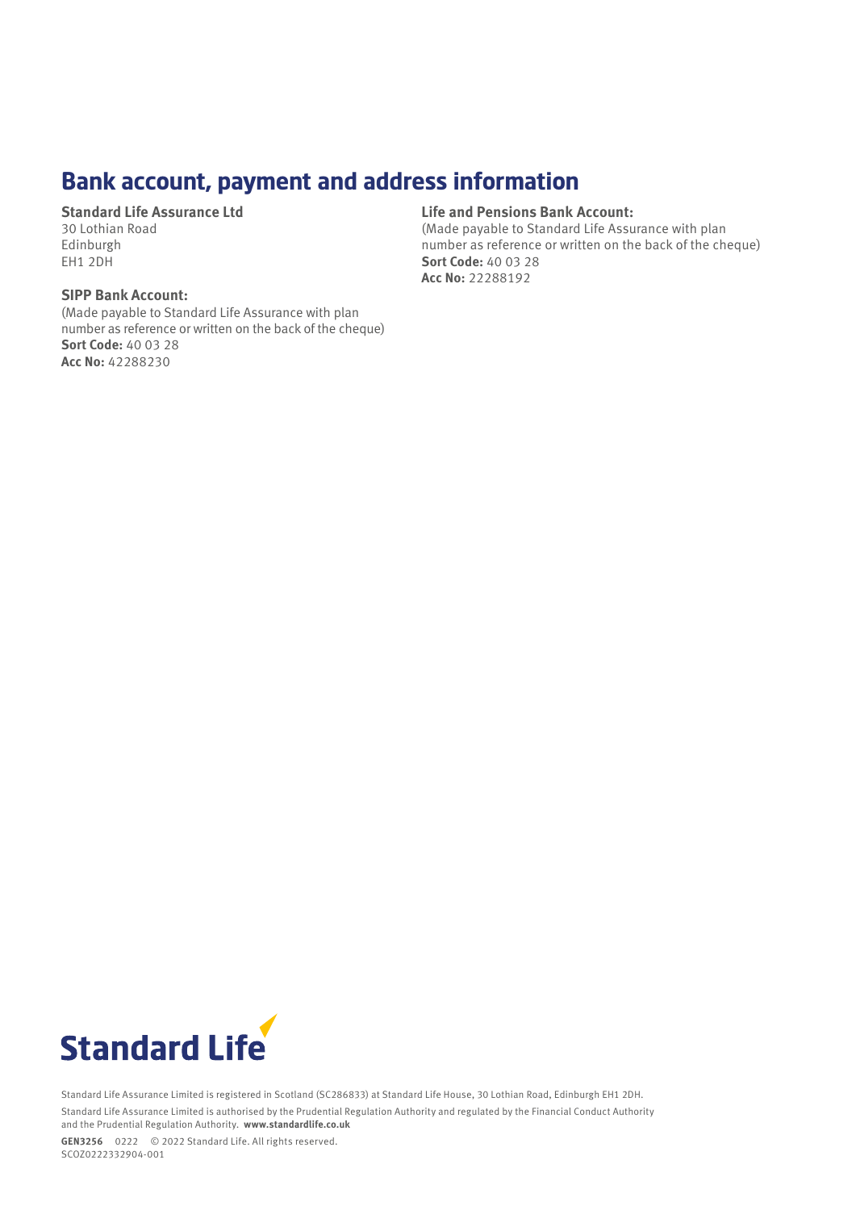## Bank account, payment and address information

**Standard Life Assurance Ltd**
30 Lothian Road
Edinburgh
EH1 2DH

**SIPP Bank Account:**
(Made payable to Standard Life Assurance with plan number as reference or written on the back of the cheque)
**Sort Code:** 40 03 28
**Acc No:** 42288230

**Life and Pensions Bank Account:**
(Made payable to Standard Life Assurance with plan number as reference or written on the back of the cheque)
**Sort Code:** 40 03 28
**Acc No:** 22288192

**Standard Life**

Standard Life Assurance Limited is registered in Scotland (SC286833) at Standard Life House, 30 Lothian Road, Edinburgh EH1 2DH.

Standard Life Assurance Limited is authorised by the Prudential Regulation Authority and regulated by the Financial Conduct Authority and the Prudential Regulation Authority. **www.standardlife.co.uk**

**GEN3256** 0222 © 2022 Standard Life. All rights reserved.
SCOZ0222332904-001